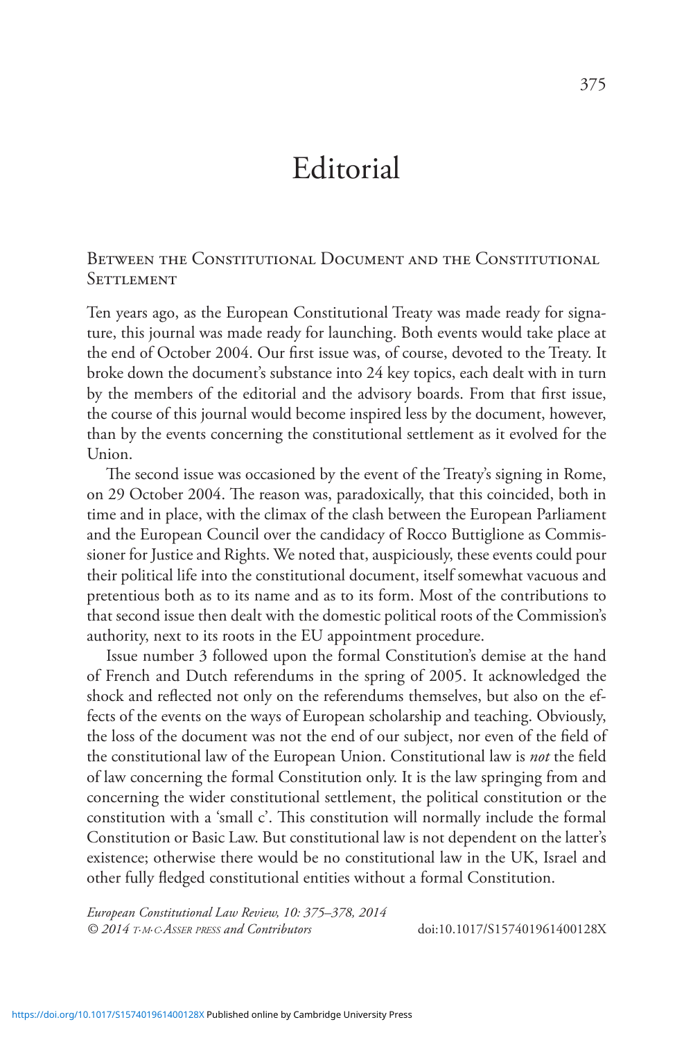# Editorial

## Between the Constitutional Document and the Constitutional Settlement

Ten years ago, as the European Constitutional Treaty was made ready for signature, this journal was made ready for launching. Both events would take place at the end of October 2004. Our first issue was, of course, devoted to the Treaty. It broke down the document's substance into 24 key topics, each dealt with in turn by the members of the editorial and the advisory boards. From that first issue, the course of this journal would become inspired less by the document, however, than by the events concerning the constitutional settlement as it evolved for the Union.

The second issue was occasioned by the event of the Treaty's signing in Rome, on 29 October 2004. The reason was, paradoxically, that this coincided, both in time and in place, with the climax of the clash between the European Parliament and the European Council over the candidacy of Rocco Buttiglione as Commissioner for Justice and Rights. We noted that, auspiciously, these events could pour their political life into the constitutional document, itself somewhat vacuous and pretentious both as to its name and as to its form. Most of the contributions to that second issue then dealt with the domestic political roots of the Commission's authority, next to its roots in the EU appointment procedure.

Issue number 3 followed upon the formal Constitution's demise at the hand of French and Dutch referendums in the spring of 2005. It acknowledged the shock and reflected not only on the referendums themselves, but also on the effects of the events on the ways of European scholarship and teaching. Obviously, the loss of the document was not the end of our subject, nor even of the field of the constitutional law of the European Union. Constitutional law is *not* the field of law concerning the formal Constitution only. It is the law springing from and concerning the wider constitutional settlement, the political constitution or the constitution with a 'small c'. This constitution will normally include the formal Constitution or Basic Law. But constitutional law is not dependent on the latter's existence; otherwise there would be no constitutional law in the UK, Israel and other fully fledged constitutional entities without a formal Constitution.

*European Constitutional Law Review, 10: 375–378, 2014*
*© 2014 T.M.C.Asser press and Contributors* doi:10.1017/S157401961400128X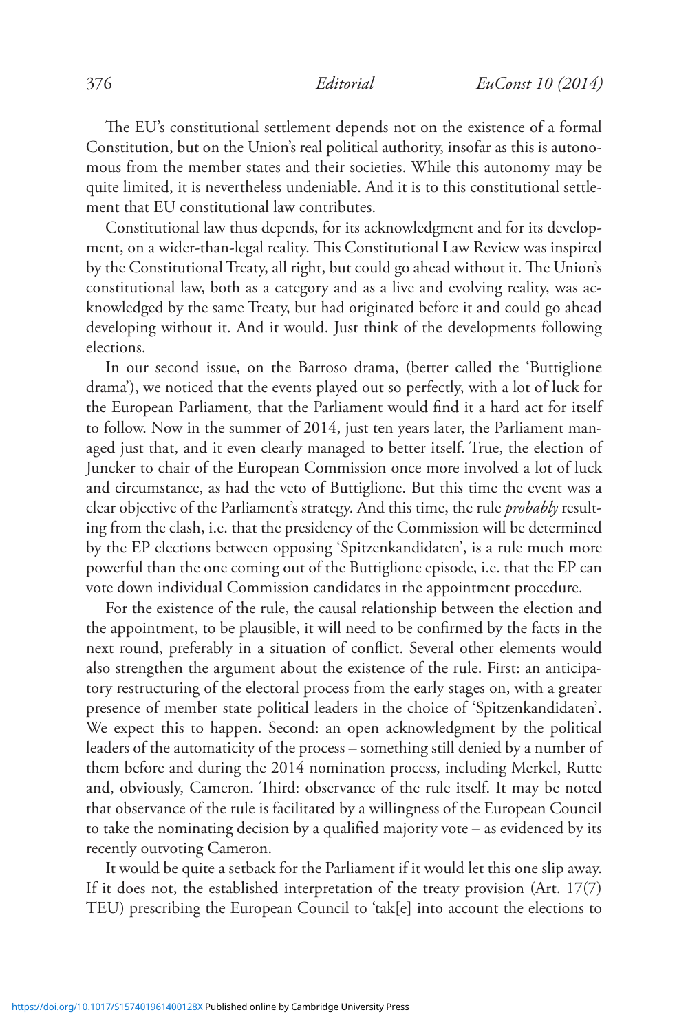The EU's constitutional settlement depends not on the existence of a formal Constitution, but on the Union's real political authority, insofar as this is autonomous from the member states and their societies. While this autonomy may be quite limited, it is nevertheless undeniable. And it is to this constitutional settlement that EU constitutional law contributes.

Constitutional law thus depends, for its acknowledgment and for its development, on a wider-than-legal reality. This Constitutional Law Review was inspired by the Constitutional Treaty, all right, but could go ahead without it. The Union's constitutional law, both as a category and as a live and evolving reality, was acknowledged by the same Treaty, but had originated before it and could go ahead developing without it. And it would. Just think of the developments following elections.

In our second issue, on the Barroso drama, (better called the 'Buttiglione drama'), we noticed that the events played out so perfectly, with a lot of luck for the European Parliament, that the Parliament would find it a hard act for itself to follow. Now in the summer of 2014, just ten years later, the Parliament managed just that, and it even clearly managed to better itself. True, the election of Juncker to chair of the European Commission once more involved a lot of luck and circumstance, as had the veto of Buttiglione. But this time the event was a clear objective of the Parliament's strategy. And this time, the rule *probably* resulting from the clash, i.e. that the presidency of the Commission will be determined by the EP elections between opposing 'Spitzenkandidaten', is a rule much more powerful than the one coming out of the Buttiglione episode, i.e. that the EP can vote down individual Commission candidates in the appointment procedure.

For the existence of the rule, the causal relationship between the election and the appointment, to be plausible, it will need to be confirmed by the facts in the next round, preferably in a situation of conflict. Several other elements would also strengthen the argument about the existence of the rule. First: an anticipatory restructuring of the electoral process from the early stages on, with a greater presence of member state political leaders in the choice of 'Spitzenkandidaten'. We expect this to happen. Second: an open acknowledgment by the political leaders of the automaticity of the process – something still denied by a number of them before and during the 2014 nomination process, including Merkel, Rutte and, obviously, Cameron. Third: observance of the rule itself. It may be noted that observance of the rule is facilitated by a willingness of the European Council to take the nominating decision by a qualified majority vote – as evidenced by its recently outvoting Cameron.

It would be quite a setback for the Parliament if it would let this one slip away. If it does not, the established interpretation of the treaty provision (Art. 17(7) TEU) prescribing the European Council to 'tak[e] into account the elections to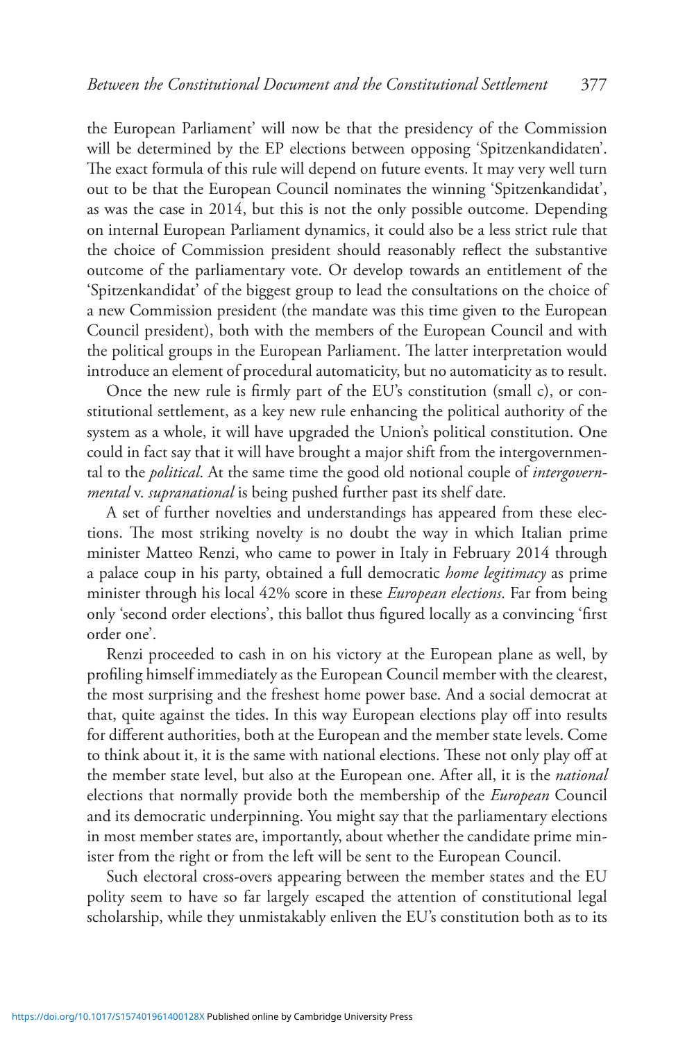the European Parliament' will now be that the presidency of the Commission will be determined by the EP elections between opposing 'Spitzenkandidaten'. The exact formula of this rule will depend on future events. It may very well turn out to be that the European Council nominates the winning 'Spitzenkandidat', as was the case in 2014, but this is not the only possible outcome. Depending on internal European Parliament dynamics, it could also be a less strict rule that the choice of Commission president should reasonably reflect the substantive outcome of the parliamentary vote. Or develop towards an entitlement of the 'Spitzenkandidat' of the biggest group to lead the consultations on the choice of a new Commission president (the mandate was this time given to the European Council president), both with the members of the European Council and with the political groups in the European Parliament. The latter interpretation would introduce an element of procedural automaticity, but no automaticity as to result.

Once the new rule is firmly part of the EU's constitution (small c), or constitutional settlement, as a key new rule enhancing the political authority of the system as a whole, it will have upgraded the Union's political constitution. One could in fact say that it will have brought a major shift from the intergovernmental to the *political*. At the same time the good old notional couple of *intergovernmental* v. *supranational* is being pushed further past its shelf date.

A set of further novelties and understandings has appeared from these elections. The most striking novelty is no doubt the way in which Italian prime minister Matteo Renzi, who came to power in Italy in February 2014 through a palace coup in his party, obtained a full democratic *home legitimacy* as prime minister through his local 42% score in these *European elections*. Far from being only 'second order elections', this ballot thus figured locally as a convincing 'first order one'.

Renzi proceeded to cash in on his victory at the European plane as well, by profiling himself immediately as the European Council member with the clearest, the most surprising and the freshest home power base. And a social democrat at that, quite against the tides. In this way European elections play off into results for different authorities, both at the European and the member state levels. Come to think about it, it is the same with national elections. These not only play off at the member state level, but also at the European one. After all, it is the *national* elections that normally provide both the membership of the *European* Council and its democratic underpinning. You might say that the parliamentary elections in most member states are, importantly, about whether the candidate prime minister from the right or from the left will be sent to the European Council.

Such electoral cross-overs appearing between the member states and the EU polity seem to have so far largely escaped the attention of constitutional legal scholarship, while they unmistakably enliven the EU's constitution both as to its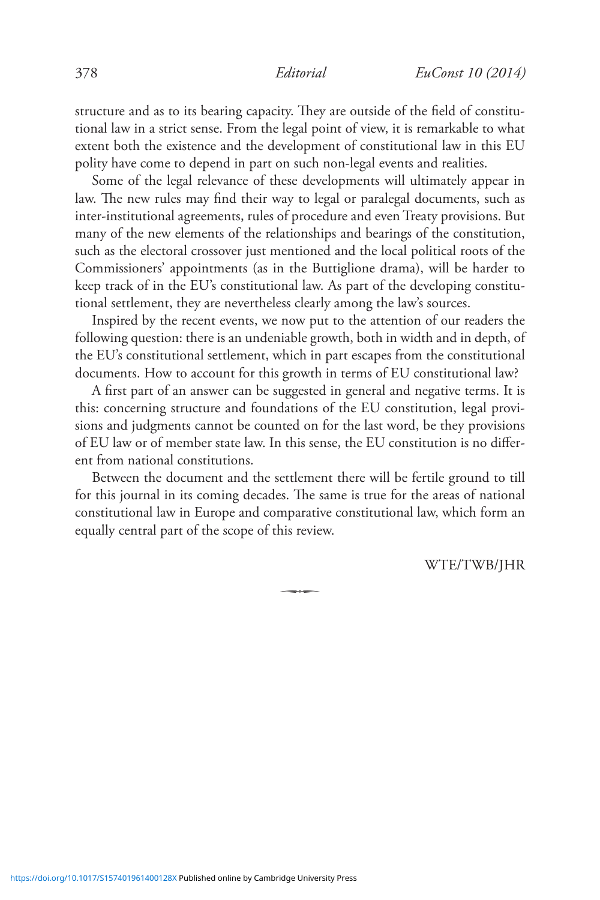structure and as to its bearing capacity. They are outside of the field of constitutional law in a strict sense. From the legal point of view, it is remarkable to what extent both the existence and the development of constitutional law in this EU polity have come to depend in part on such non-legal events and realities.

Some of the legal relevance of these developments will ultimately appear in law. The new rules may find their way to legal or paralegal documents, such as inter-institutional agreements, rules of procedure and even Treaty provisions. But many of the new elements of the relationships and bearings of the constitution, such as the electoral crossover just mentioned and the local political roots of the Commissioners' appointments (as in the Buttiglione drama), will be harder to keep track of in the EU's constitutional law. As part of the developing constitutional settlement, they are nevertheless clearly among the law's sources.

Inspired by the recent events, we now put to the attention of our readers the following question: there is an undeniable growth, both in width and in depth, of the EU's constitutional settlement, which in part escapes from the constitutional documents. How to account for this growth in terms of EU constitutional law?

A first part of an answer can be suggested in general and negative terms. It is this: concerning structure and foundations of the EU constitution, legal provisions and judgments cannot be counted on for the last word, be they provisions of EU law or of member state law. In this sense, the EU constitution is no different from national constitutions.

Between the document and the settlement there will be fertile ground to till for this journal in its coming decades. The same is true for the areas of national constitutional law in Europe and comparative constitutional law, which form an equally central part of the scope of this review.

WTE/TWB/JHR